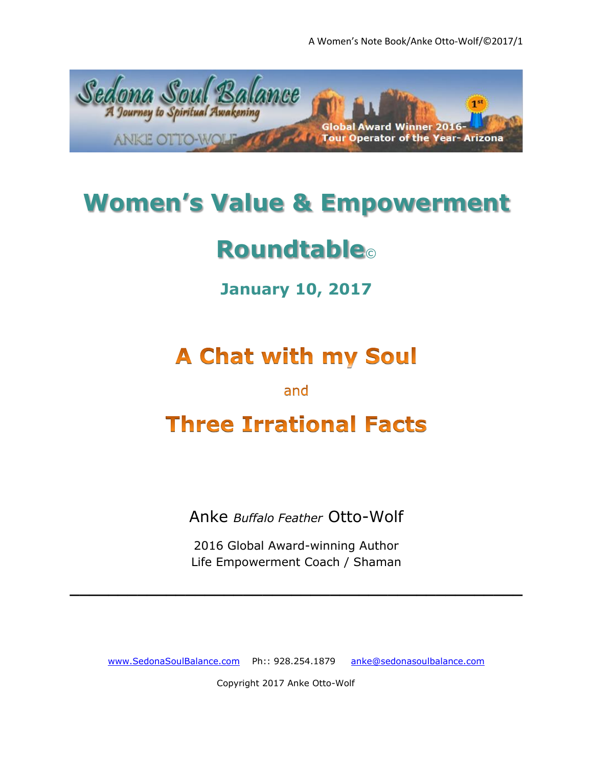Sedona Soul Balance

A Journey to Spiritual Awakening

ANKE OTTO-WOLF

Global Award Winner 2016- Tour Operator of the Year- Arizona

# Women's Value & Empowerment Roundtable©

## January 10, 2017

# A Chat with my Soul

and

# Three Irrational Facts

Anke *Buffalo Feather* Otto-Wolf

2016 Global Award-winning Author
Life Empowerment Coach / Shaman

---

www.SedonaSoulBalance.com Ph:: 928.254.1879 anke@sedonasoulbalance.com

Copyright 2017 Anke Otto-Wolf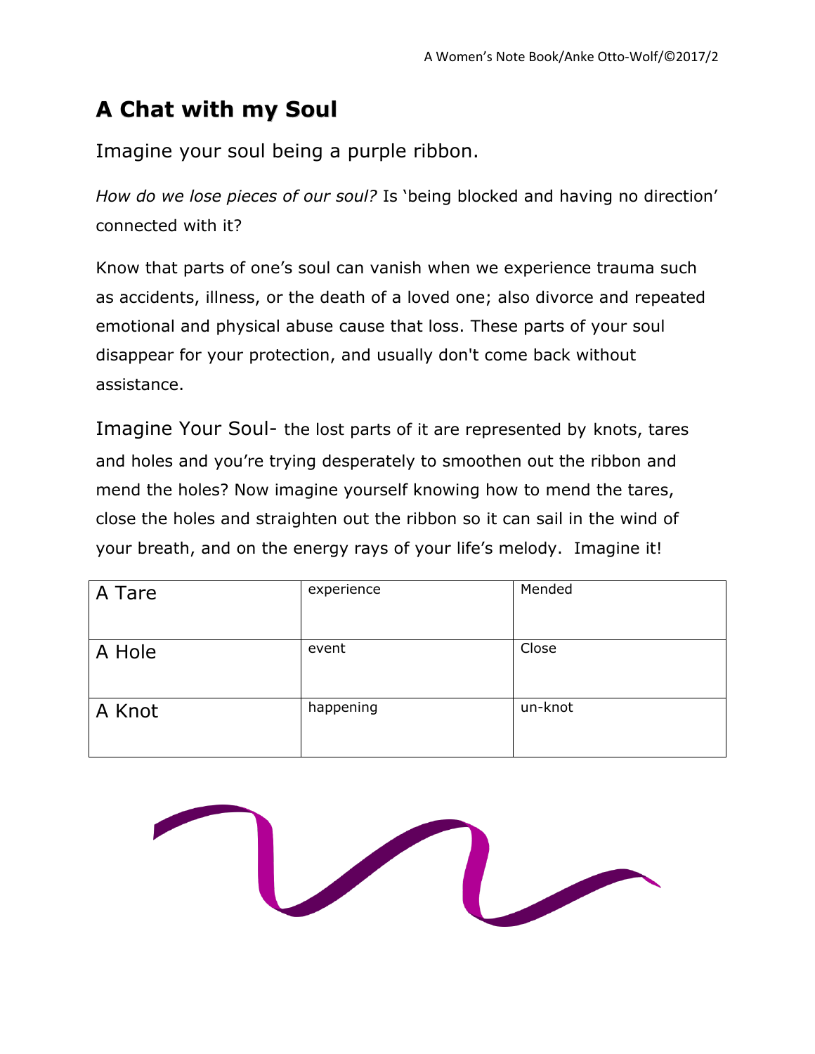# A Chat with my Soul

Imagine your soul being a purple ribbon.

*How do we lose pieces of our soul?* Is 'being blocked and having no direction' connected with it?

Know that parts of one's soul can vanish when we experience trauma such as accidents, illness, or the death of a loved one; also divorce and repeated emotional and physical abuse cause that loss. These parts of your soul disappear for your protection, and usually don't come back without assistance.

Imagine Your Soul- the lost parts of it are represented by knots, tares and holes and you're trying desperately to smoothen out the ribbon and mend the holes? Now imagine yourself knowing how to mend the tares, close the holes and straighten out the ribbon so it can sail in the wind of your breath, and on the energy rays of your life's melody. Imagine it!

| A Tare | experience | Mended |
|---|---|---|
| A Hole | event | Close |
| A Knot | happening | un-knot |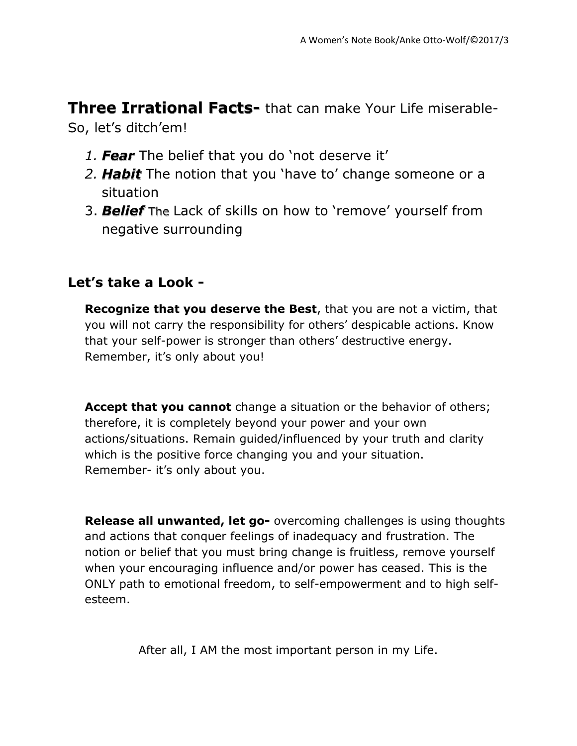**Three Irrational Facts-** that can make Your Life miserable- So, let's ditch'em!

1. ***Fear*** The belief that you do 'not deserve it'
2. ***Habit*** The notion that you 'have to' change someone or a situation
3. ***Belief*** The Lack of skills on how to 'remove' yourself from negative surrounding

## Let's take a Look -

**Recognize that you deserve the Best**, that you are not a victim, that you will not carry the responsibility for others' despicable actions. Know that your self-power is stronger than others' destructive energy. Remember, it's only about you!

**Accept that you cannot** change a situation or the behavior of others; therefore, it is completely beyond your power and your own actions/situations. Remain guided/influenced by your truth and clarity which is the positive force changing you and your situation. Remember- it's only about you.

**Release all unwanted, let go-** overcoming challenges is using thoughts and actions that conquer feelings of inadequacy and frustration. The notion or belief that you must bring change is fruitless, remove yourself when your encouraging influence and/or power has ceased. This is the ONLY path to emotional freedom, to self-empowerment and to high self-esteem.

After all, I AM the most important person in my Life.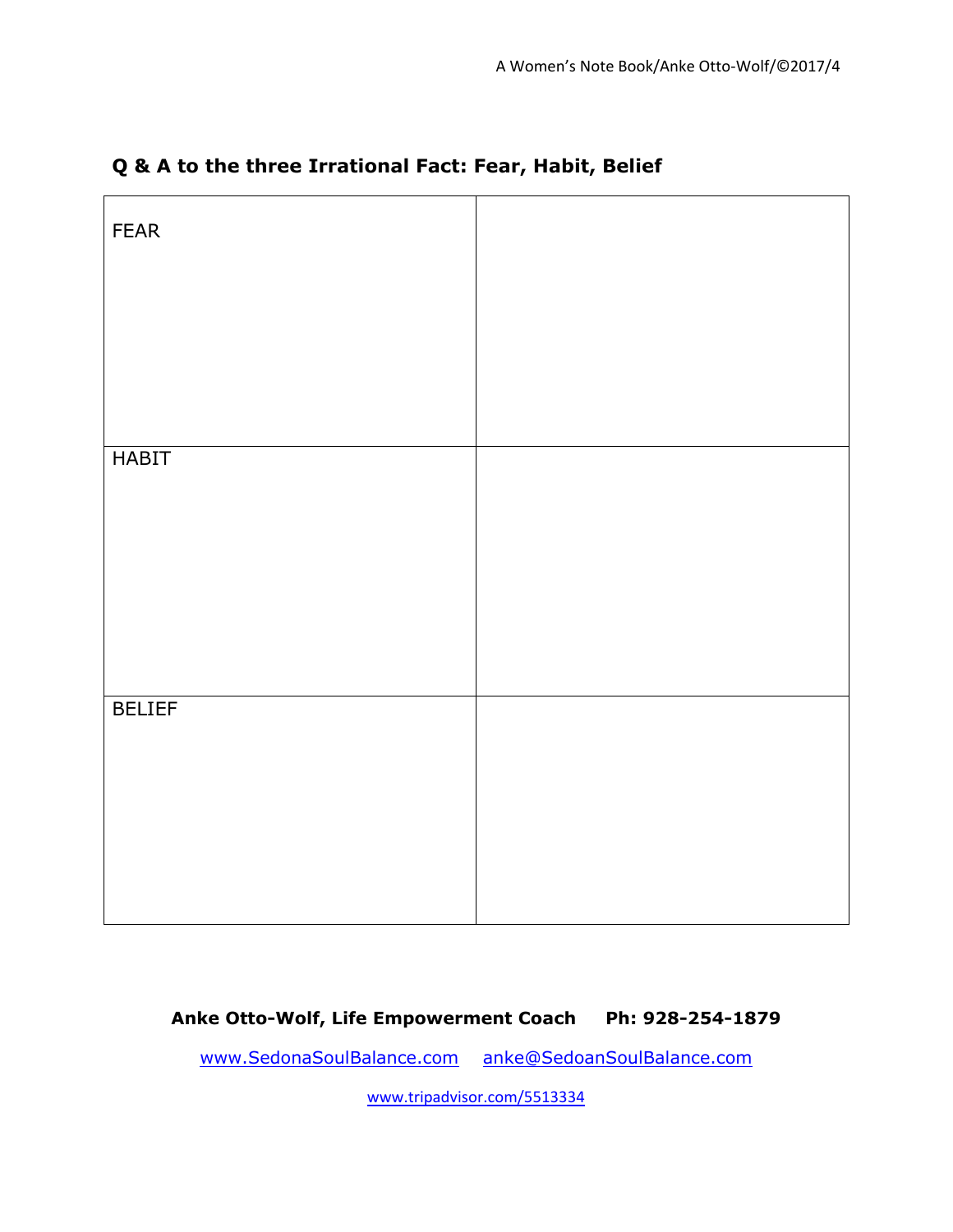## Q & A to the three Irrational Fact: Fear, Habit, Belief

| | |
|---|---|
| FEAR | |
| HABIT | |
| BELIEF | |

**Anke Otto-Wolf, Life Empowerment Coach Ph: 928-254-1879**

www.SedonaSoulBalance.com anke@SedoanSoulBalance.com

www.tripadvisor.com/5513334